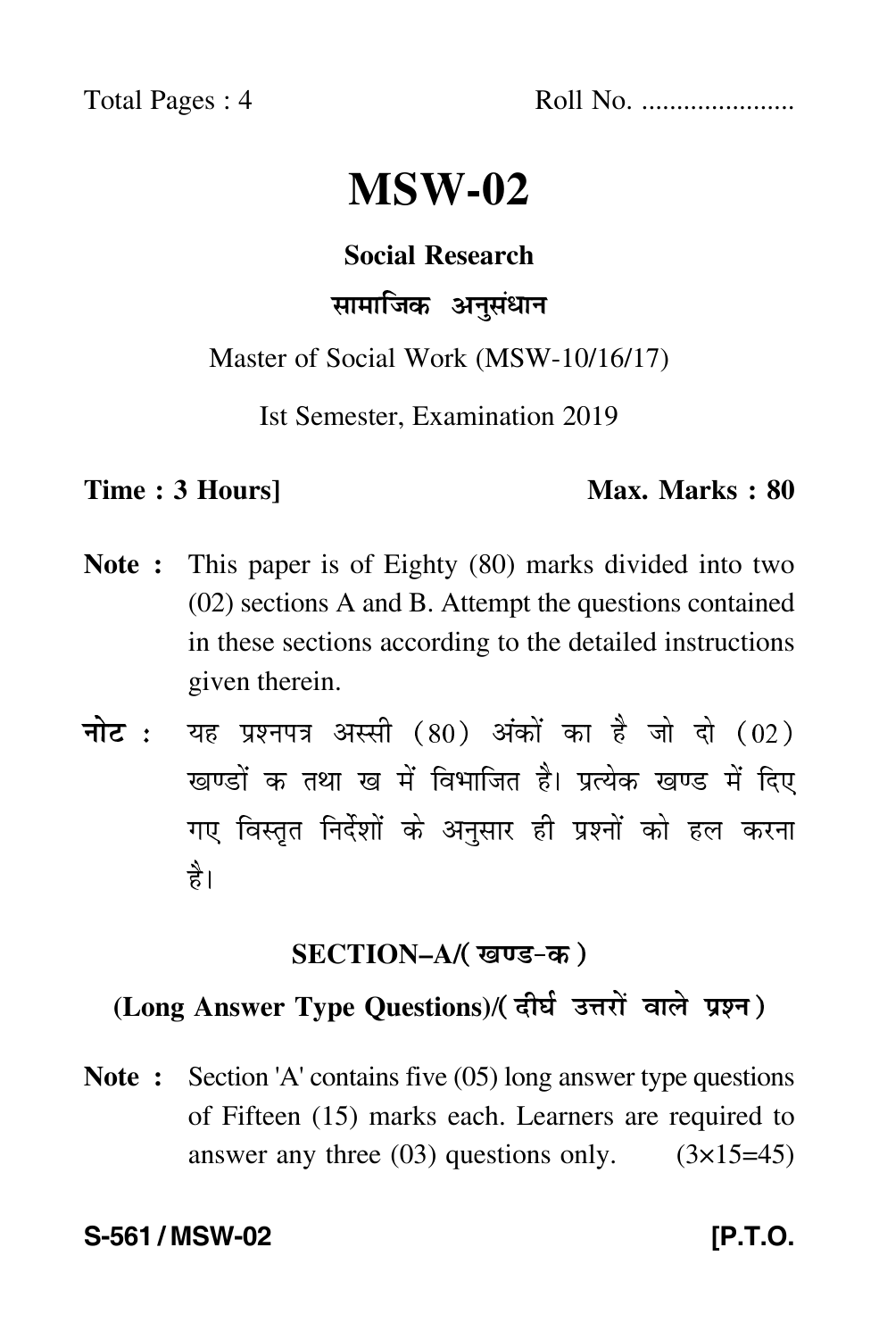Total Pages : 4 Roll No. .....................

# MSW-02

## Social Research

## सामाजिक अनुसंधान

Master of Social Work (MSW-10/16/17)

Ist Semester, Examination 2019

**Time : 3 Hours]** **Max. Marks : 80**

**Note :** This paper is of Eighty (80) marks divided into two (02) sections A and B. Attempt the questions contained in these sections according to the detailed instructions given therein.

**नोट :** यह प्रश्नपत्र अस्सी (80) अंकों का है जो दो (02) खण्डों क तथा ख में विभाजित है। प्रत्येक खण्ड में दिए गए विस्तृत निर्देशों के अनुसार ही प्रश्नों को हल करना है।

### SECTION–A/(खण्ड-क)

### (Long Answer Type Questions)/(दीर्घ उत्तरों वाले प्रश्न)

**Note :** Section 'A' contains five (05) long answer type questions of Fifteen (15) marks each. Learners are required to answer any three (03) questions only. (3×15=45)

**S-561 / MSW-02** **[P.T.O.**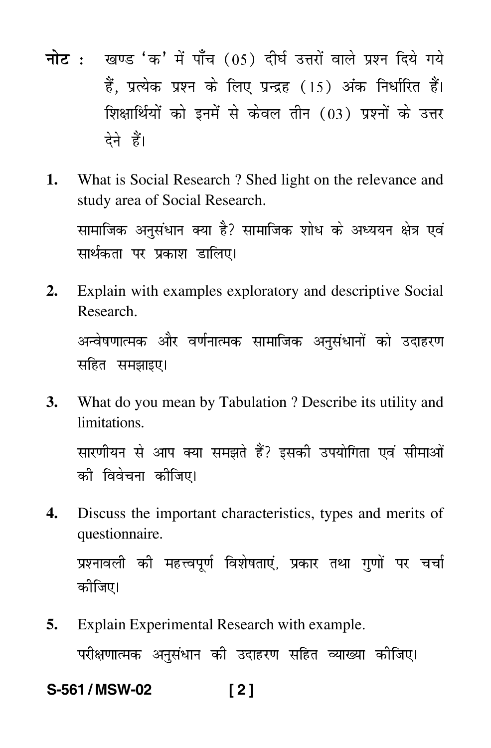**नोट :** खण्ड 'क' में पाँच (05) दीर्घ उत्तरों वाले प्रश्न दिये गये हैं, प्रत्येक प्रश्न के लिए प्रन्द्रह (15) अंक निर्धारित हैं। शिक्षार्थियों को इनमें से केवल तीन (03) प्रश्नों के उत्तर देने हैं।

**1.** What is Social Research ? Shed light on the relevance and study area of Social Research.

सामाजिक अनुसंधान क्या है? सामाजिक शोध के अध्ययन क्षेत्र एवं सार्थकता पर प्रकाश डालिए।

**2.** Explain with examples exploratory and descriptive Social Research.

अन्वेषणात्मक और वर्णनात्मक सामाजिक अनुसंधानों को उदाहरण सहित समझाइए।

**3.** What do you mean by Tabulation ? Describe its utility and limitations.

सारणीयन से आप क्या समझते हैं? इसकी उपयोगिता एवं सीमाओं की विवेचना कीजिए।

**4.** Discuss the important characteristics, types and merits of questionnaire.

प्रश्नावली की महत्त्वपूर्ण विशेषताएं, प्रकार तथा गुणों पर चर्चा कीजिए।

**5.** Explain Experimental Research with example.

परीक्षणात्मक अनुसंधान की उदाहरण सहित व्याख्या कीजिए।

S-561 / MSW-02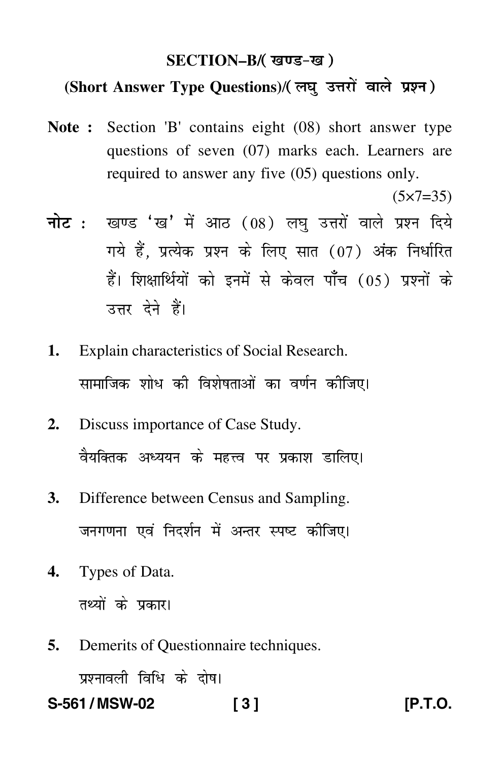## SECTION–B/( खण्ड–ख )

### (Short Answer Type Questions)/( लघु उत्तरों वाले प्रश्न )

**Note :** Section 'B' contains eight (08) short answer type questions of seven (07) marks each. Learners are required to answer any five (05) questions only.

(5×7=35)

**नोट :** खण्ड 'ख' में आठ (08) लघु उत्तरों वाले प्रश्न दिये गये हैं, प्रत्येक प्रश्न के लिए सात (07) अंक निर्धारित हैं। शिक्षार्थियों को इनमें से केवल पाँच (05) प्रश्नों के उत्तर देने हैं।

1. Explain characteristics of Social Research.

   सामाजिक शोध की विशेषताओं का वर्णन कीजिए।

2. Discuss importance of Case Study.

   वैयक्तिक अध्ययन के महत्त्व पर प्रकाश डालिए।

3. Difference between Census and Sampling.

   जनगणना एवं निदर्शन में अन्तर स्पष्ट कीजिए।

4. Types of Data.

   तथ्यों के प्रकार।

5. Demerits of Questionnaire techniques.

   प्रश्नावली विधि के दोष।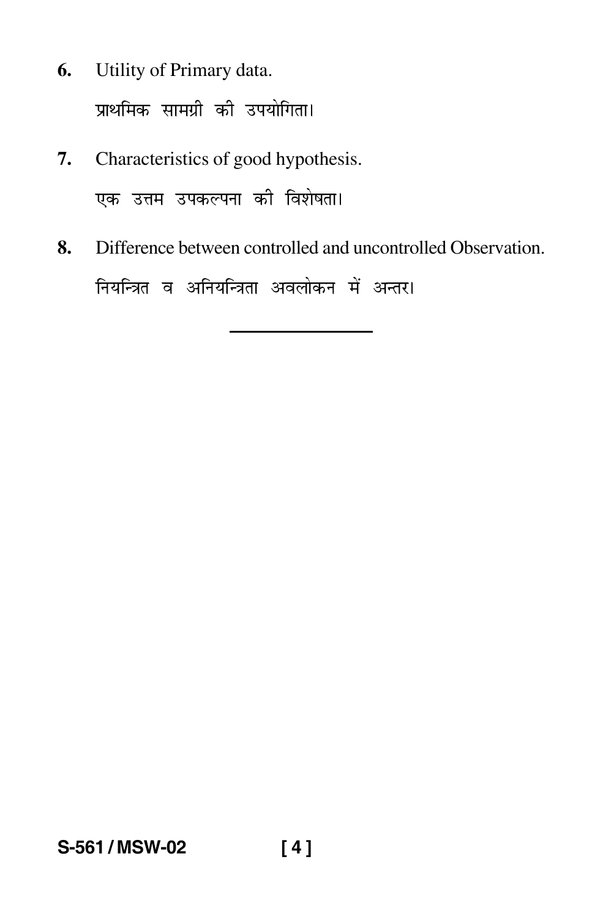**6.** Utility of Primary data.

प्राथमिक सामग्री की उपयोगिता।

**7.** Characteristics of good hypothesis.

एक उत्तम उपकल्पना की विशेषता।

**8.** Difference between controlled and uncontrolled Observation.

नियन्त्रित व अनियन्त्रिता अवलोकन में अन्तर।

---